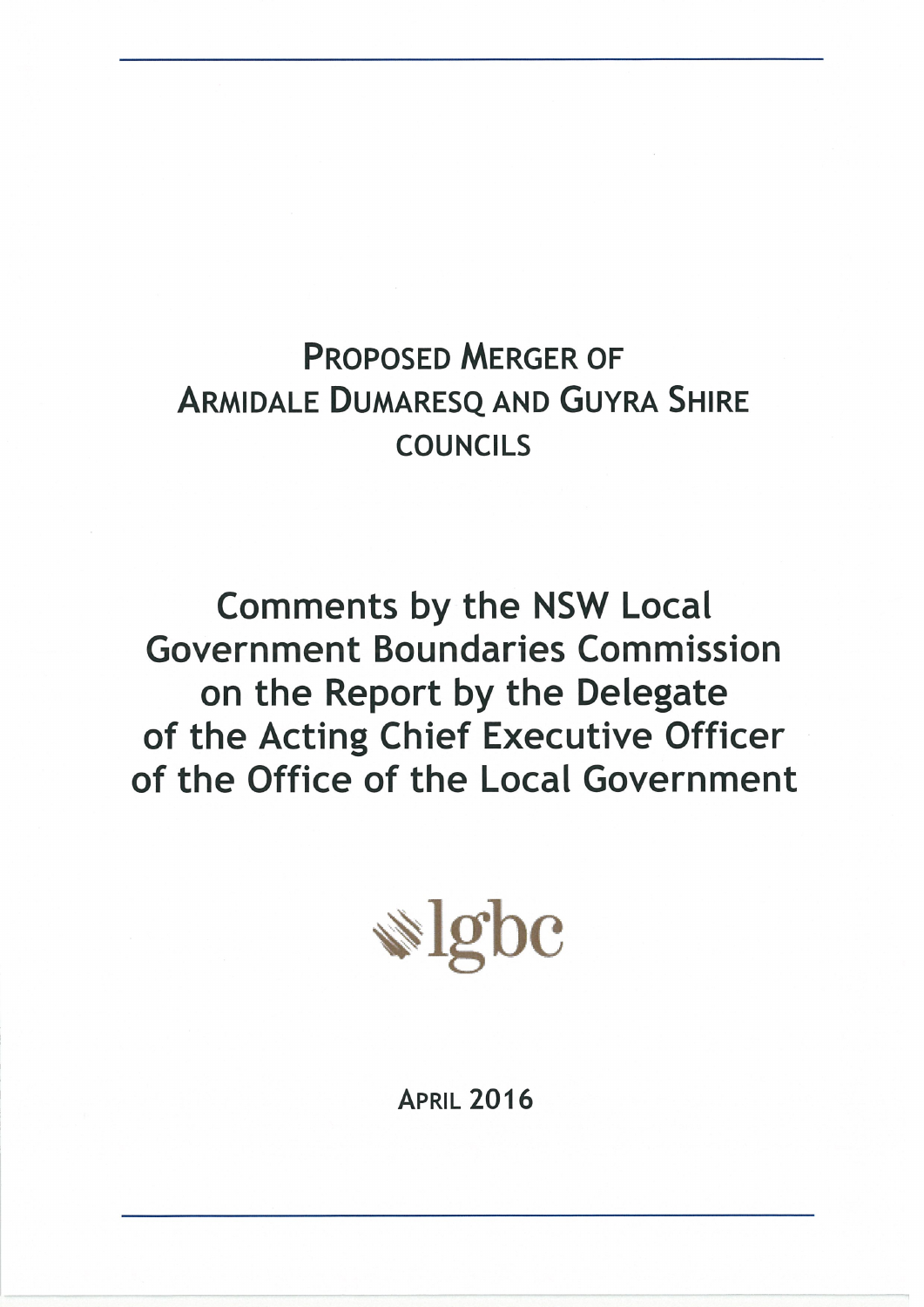# Proposed Merger of Armidale Dumaresq and Guyra Shire Councils

## Comments by the NSW Local Government Boundaries Commission on the Report by the Delegate of the Acting Chief Executive Officer of the Office of the Local Government

lgbc

April 2016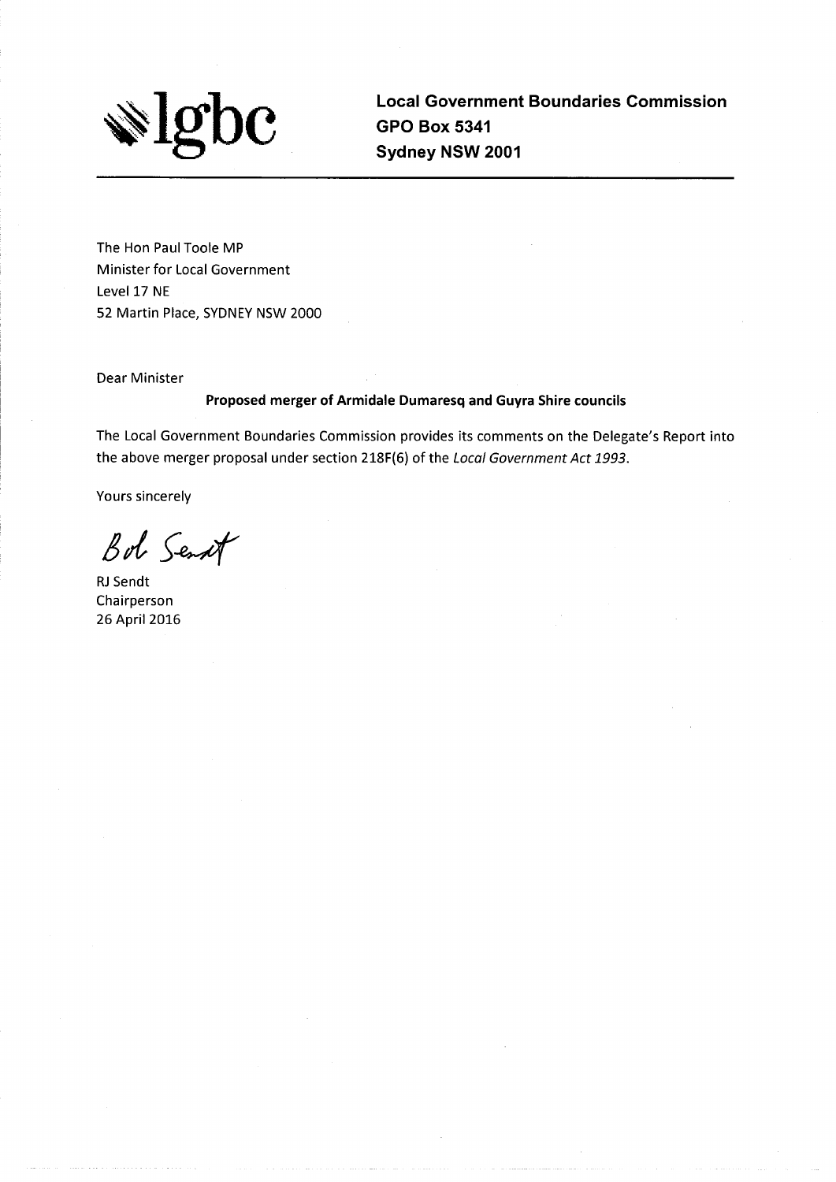lgbc

**Local Government Boundaries Commission**
**GPO Box 5341**
**Sydney NSW 2001**

---

The Hon Paul Toole MP
Minister for Local Government
Level 17 NE
52 Martin Place, SYDNEY NSW 2000

Dear Minister

**Proposed merger of Armidale Dumaresq and Guyra Shire councils**

The Local Government Boundaries Commission provides its comments on the Delegate's Report into the above merger proposal under section 218F(6) of the *Local Government Act 1993*.

Yours sincerely

Bob Sendt

RJ Sendt
Chairperson
26 April 2016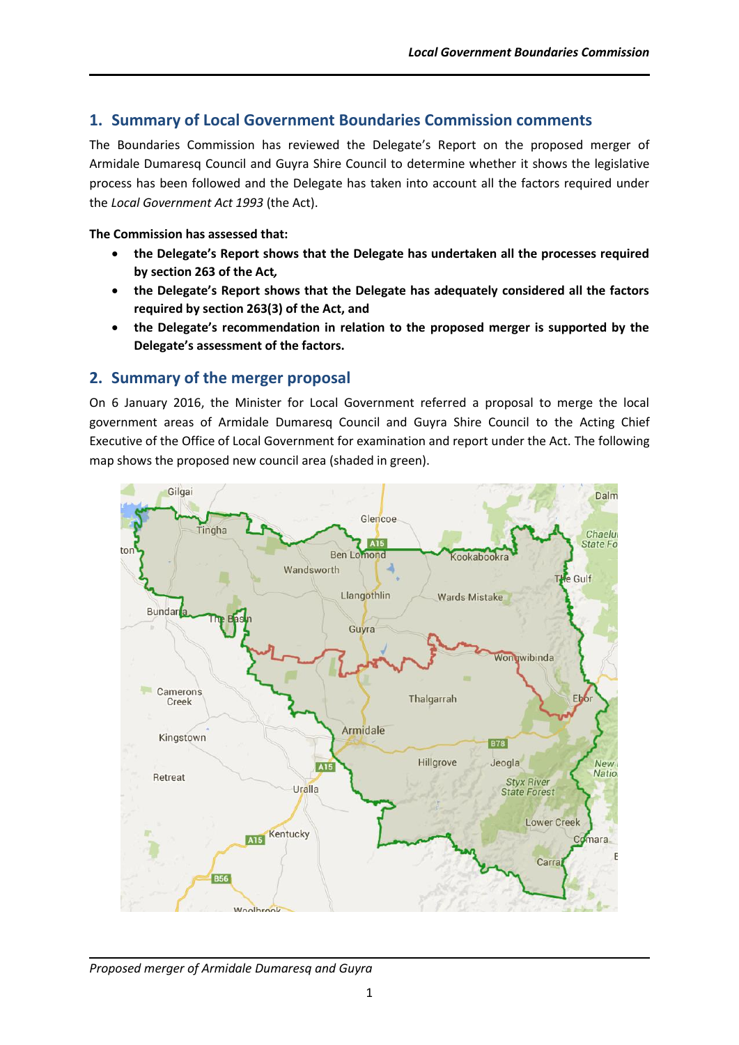## 1. Summary of Local Government Boundaries Commission comments

The Boundaries Commission has reviewed the Delegate's Report on the proposed merger of Armidale Dumaresq Council and Guyra Shire Council to determine whether it shows the legislative process has been followed and the Delegate has taken into account all the factors required under the *Local Government Act 1993* (the Act).

**The Commission has assessed that:**

- **the Delegate's Report shows that the Delegate has undertaken all the processes required by section 263 of the Act,**
- **the Delegate's Report shows that the Delegate has adequately considered all the factors required by section 263(3) of the Act, and**
- **the Delegate's recommendation in relation to the proposed merger is supported by the Delegate's assessment of the factors.**

## 2. Summary of the merger proposal

On 6 January 2016, the Minister for Local Government referred a proposal to merge the local government areas of Armidale Dumaresq Council and Guyra Shire Council to the Acting Chief Executive of the Office of Local Government for examination and report under the Act. The following map shows the proposed new council area (shaded in green).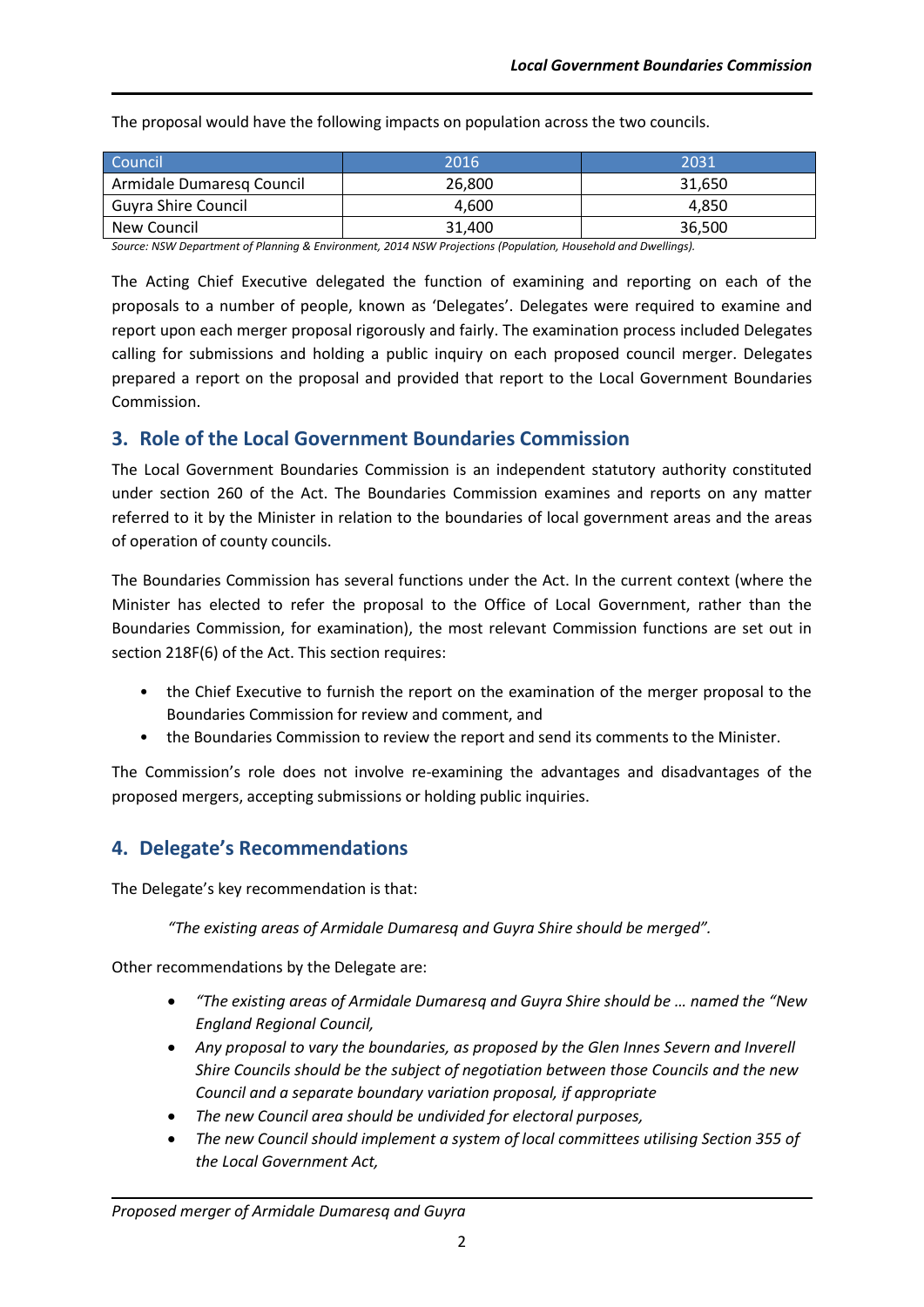The proposal would have the following impacts on population across the two councils.

| Council | 2016 | 2031 |
|---|---|---|
| Armidale Dumaresq Council | 26,800 | 31,650 |
| Guyra Shire Council | 4,600 | 4,850 |
| New Council | 31,400 | 36,500 |

*Source: NSW Department of Planning & Environment, 2014 NSW Projections (Population, Household and Dwellings).*

The Acting Chief Executive delegated the function of examining and reporting on each of the proposals to a number of people, known as 'Delegates'. Delegates were required to examine and report upon each merger proposal rigorously and fairly. The examination process included Delegates calling for submissions and holding a public inquiry on each proposed council merger. Delegates prepared a report on the proposal and provided that report to the Local Government Boundaries Commission.

## 3. Role of the Local Government Boundaries Commission

The Local Government Boundaries Commission is an independent statutory authority constituted under section 260 of the Act. The Boundaries Commission examines and reports on any matter referred to it by the Minister in relation to the boundaries of local government areas and the areas of operation of county councils.

The Boundaries Commission has several functions under the Act. In the current context (where the Minister has elected to refer the proposal to the Office of Local Government, rather than the Boundaries Commission, for examination), the most relevant Commission functions are set out in section 218F(6) of the Act. This section requires:

- the Chief Executive to furnish the report on the examination of the merger proposal to the Boundaries Commission for review and comment, and
- the Boundaries Commission to review the report and send its comments to the Minister.

The Commission's role does not involve re-examining the advantages and disadvantages of the proposed mergers, accepting submissions or holding public inquiries.

## 4. Delegate's Recommendations

The Delegate's key recommendation is that:

> *"The existing areas of Armidale Dumaresq and Guyra Shire should be merged"*.

Other recommendations by the Delegate are:

- *"The existing areas of Armidale Dumaresq and Guyra Shire should be … named the "New England Regional Council,*
- *Any proposal to vary the boundaries, as proposed by the Glen Innes Severn and Inverell Shire Councils should be the subject of negotiation between those Councils and the new Council and a separate boundary variation proposal, if appropriate*
- *The new Council area should be undivided for electoral purposes,*
- *The new Council should implement a system of local committees utilising Section 355 of the Local Government Act,*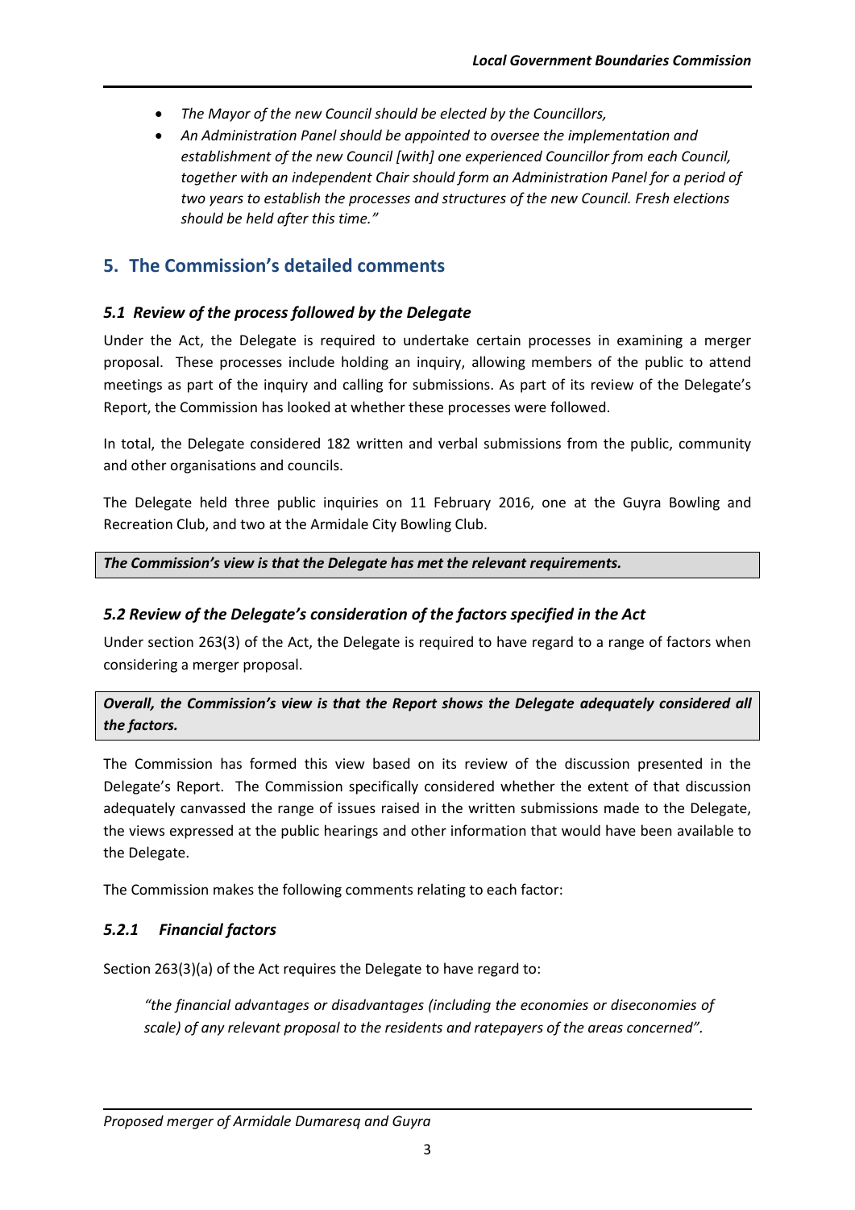- *The Mayor of the new Council should be elected by the Councillors,*
- *An Administration Panel should be appointed to oversee the implementation and establishment of the new Council [with] one experienced Councillor from each Council, together with an independent Chair should form an Administration Panel for a period of two years to establish the processes and structures of the new Council. Fresh elections should be held after this time."*

## 5. The Commission's detailed comments

### *5.1 Review of the process followed by the Delegate*

Under the Act, the Delegate is required to undertake certain processes in examining a merger proposal. These processes include holding an inquiry, allowing members of the public to attend meetings as part of the inquiry and calling for submissions. As part of its review of the Delegate's Report, the Commission has looked at whether these processes were followed.

In total, the Delegate considered 182 written and verbal submissions from the public, community and other organisations and councils.

The Delegate held three public inquiries on 11 February 2016, one at the Guyra Bowling and Recreation Club, and two at the Armidale City Bowling Club.

***The Commission's view is that the Delegate has met the relevant requirements.***

### *5.2 Review of the Delegate's consideration of the factors specified in the Act*

Under section 263(3) of the Act, the Delegate is required to have regard to a range of factors when considering a merger proposal.

***Overall, the Commission's view is that the Report shows the Delegate adequately considered all the factors.***

The Commission has formed this view based on its review of the discussion presented in the Delegate's Report. The Commission specifically considered whether the extent of that discussion adequately canvassed the range of issues raised in the written submissions made to the Delegate, the views expressed at the public hearings and other information that would have been available to the Delegate.

The Commission makes the following comments relating to each factor:

#### *5.2.1 Financial factors*

Section 263(3)(a) of the Act requires the Delegate to have regard to:

> *"the financial advantages or disadvantages (including the economies or diseconomies of scale) of any relevant proposal to the residents and ratepayers of the areas concerned".*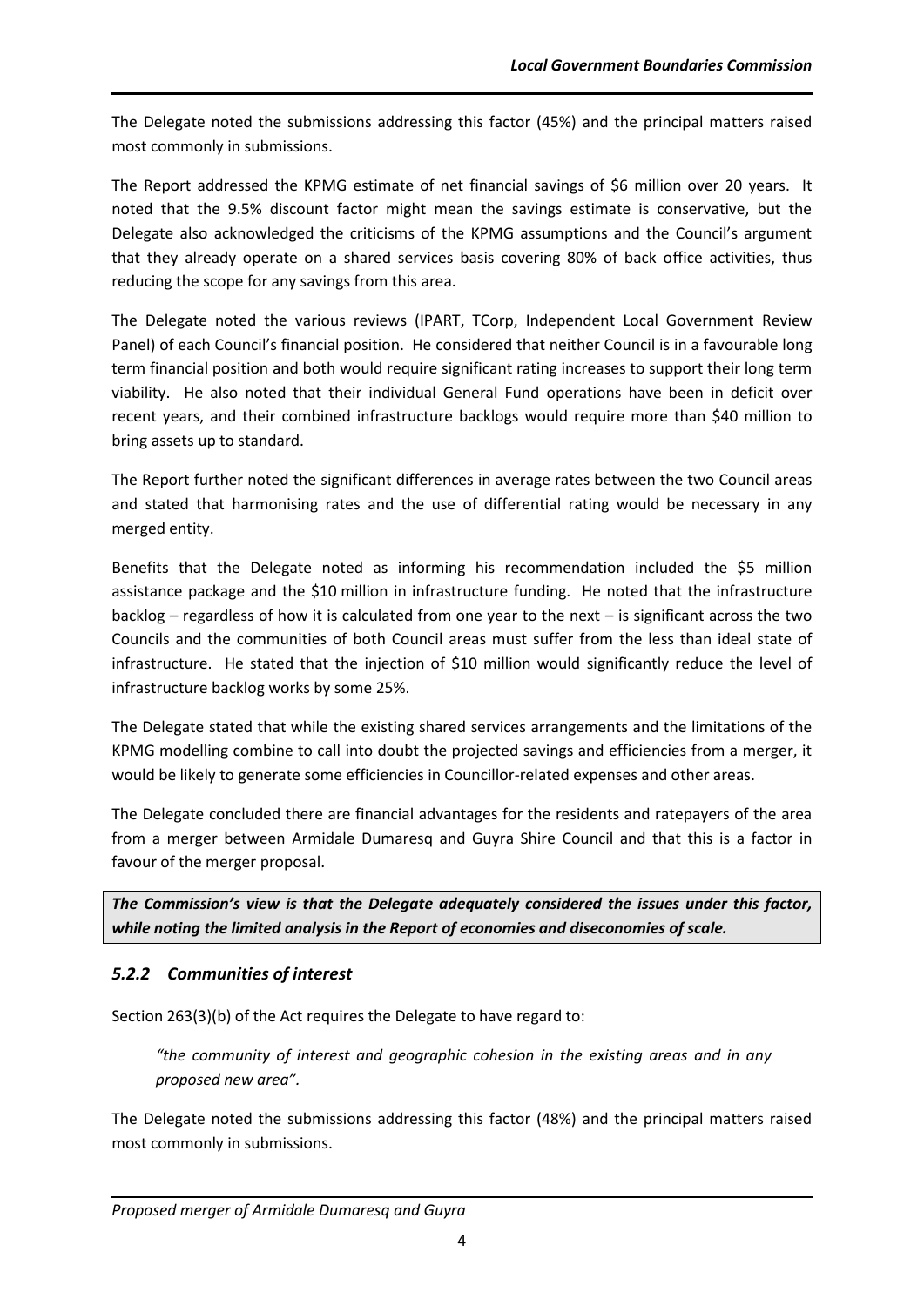The Delegate noted the submissions addressing this factor (45%) and the principal matters raised most commonly in submissions.

The Report addressed the KPMG estimate of net financial savings of $6 million over 20 years. It noted that the 9.5% discount factor might mean the savings estimate is conservative, but the Delegate also acknowledged the criticisms of the KPMG assumptions and the Council's argument that they already operate on a shared services basis covering 80% of back office activities, thus reducing the scope for any savings from this area.

The Delegate noted the various reviews (IPART, TCorp, Independent Local Government Review Panel) of each Council's financial position. He considered that neither Council is in a favourable long term financial position and both would require significant rating increases to support their long term viability. He also noted that their individual General Fund operations have been in deficit over recent years, and their combined infrastructure backlogs would require more than $40 million to bring assets up to standard.

The Report further noted the significant differences in average rates between the two Council areas and stated that harmonising rates and the use of differential rating would be necessary in any merged entity.

Benefits that the Delegate noted as informing his recommendation included the $5 million assistance package and the $10 million in infrastructure funding. He noted that the infrastructure backlog – regardless of how it is calculated from one year to the next – is significant across the two Councils and the communities of both Council areas must suffer from the less than ideal state of infrastructure. He stated that the injection of $10 million would significantly reduce the level of infrastructure backlog works by some 25%.

The Delegate stated that while the existing shared services arrangements and the limitations of the KPMG modelling combine to call into doubt the projected savings and efficiencies from a merger, it would be likely to generate some efficiencies in Councillor-related expenses and other areas.

The Delegate concluded there are financial advantages for the residents and ratepayers of the area from a merger between Armidale Dumaresq and Guyra Shire Council and that this is a factor in favour of the merger proposal.

***The Commission's view is that the Delegate adequately considered the issues under this factor, while noting the limited analysis in the Report of economies and diseconomies of scale.***

### *5.2.2 Communities of interest*

Section 263(3)(b) of the Act requires the Delegate to have regard to:

> *"the community of interest and geographic cohesion in the existing areas and in any proposed new area".*

The Delegate noted the submissions addressing this factor (48%) and the principal matters raised most commonly in submissions.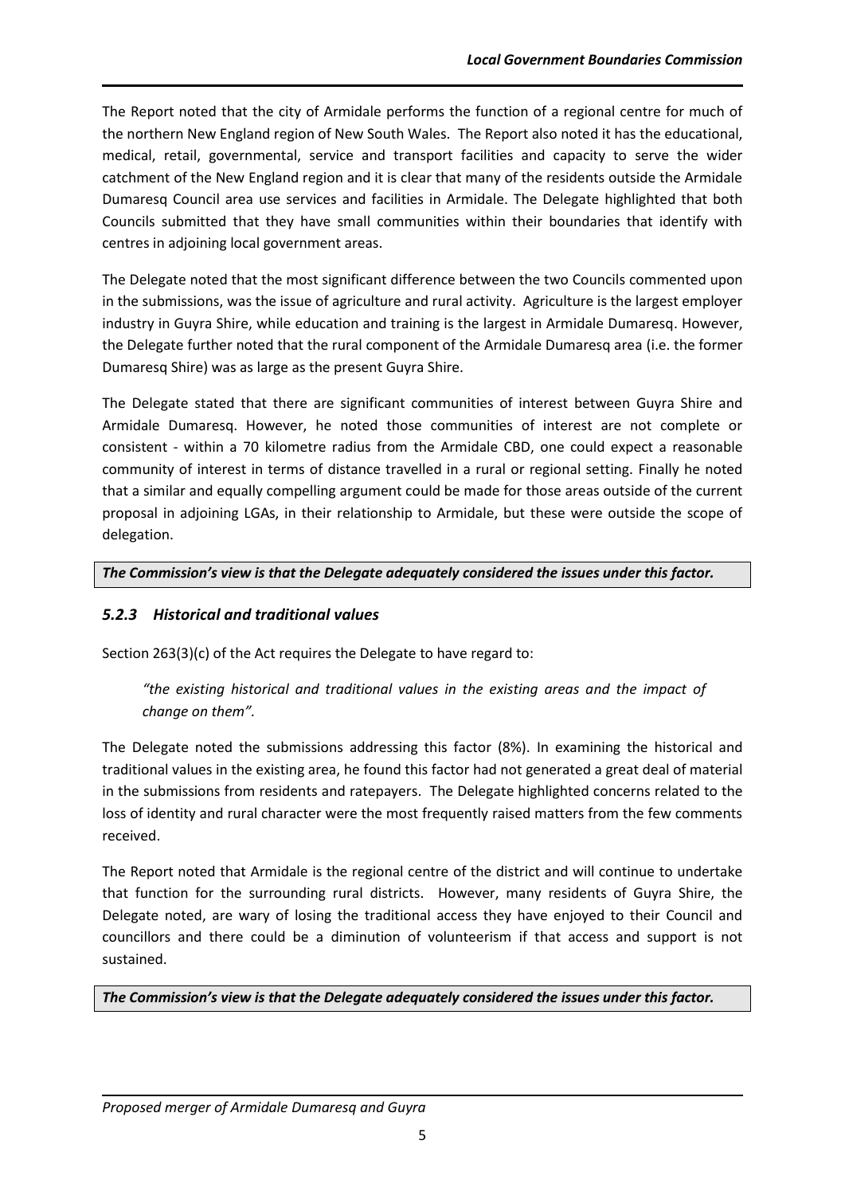The Report noted that the city of Armidale performs the function of a regional centre for much of the northern New England region of New South Wales. The Report also noted it has the educational, medical, retail, governmental, service and transport facilities and capacity to serve the wider catchment of the New England region and it is clear that many of the residents outside the Armidale Dumaresq Council area use services and facilities in Armidale. The Delegate highlighted that both Councils submitted that they have small communities within their boundaries that identify with centres in adjoining local government areas.

The Delegate noted that the most significant difference between the two Councils commented upon in the submissions, was the issue of agriculture and rural activity. Agriculture is the largest employer industry in Guyra Shire, while education and training is the largest in Armidale Dumaresq. However, the Delegate further noted that the rural component of the Armidale Dumaresq area (i.e. the former Dumaresq Shire) was as large as the present Guyra Shire.

The Delegate stated that there are significant communities of interest between Guyra Shire and Armidale Dumaresq. However, he noted those communities of interest are not complete or consistent - within a 70 kilometre radius from the Armidale CBD, one could expect a reasonable community of interest in terms of distance travelled in a rural or regional setting. Finally he noted that a similar and equally compelling argument could be made for those areas outside of the current proposal in adjoining LGAs, in their relationship to Armidale, but these were outside the scope of delegation.

***The Commission's view is that the Delegate adequately considered the issues under this factor.***

### *5.2.3 Historical and traditional values*

Section 263(3)(c) of the Act requires the Delegate to have regard to:

> *"the existing historical and traditional values in the existing areas and the impact of change on them".*

The Delegate noted the submissions addressing this factor (8%). In examining the historical and traditional values in the existing area, he found this factor had not generated a great deal of material in the submissions from residents and ratepayers. The Delegate highlighted concerns related to the loss of identity and rural character were the most frequently raised matters from the few comments received.

The Report noted that Armidale is the regional centre of the district and will continue to undertake that function for the surrounding rural districts. However, many residents of Guyra Shire, the Delegate noted, are wary of losing the traditional access they have enjoyed to their Council and councillors and there could be a diminution of volunteerism if that access and support is not sustained.

***The Commission's view is that the Delegate adequately considered the issues under this factor.***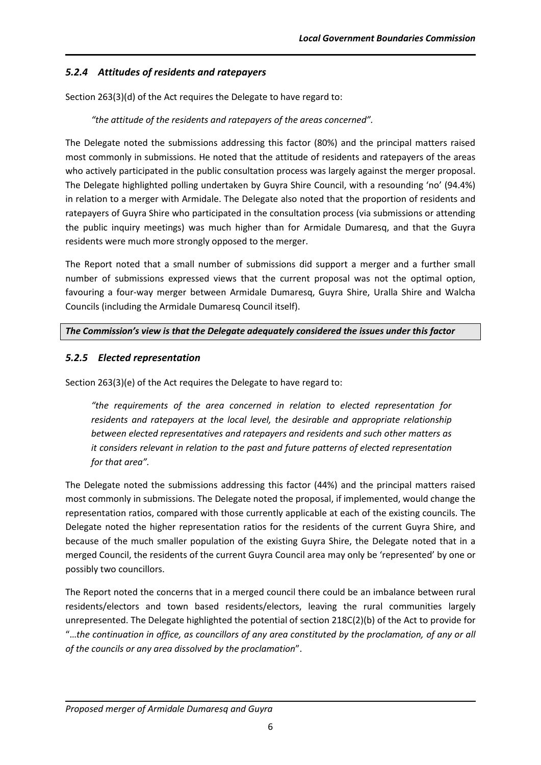### *5.2.4 Attitudes of residents and ratepayers*

Section 263(3)(d) of the Act requires the Delegate to have regard to:

> *"the attitude of the residents and ratepayers of the areas concerned".*

The Delegate noted the submissions addressing this factor (80%) and the principal matters raised most commonly in submissions. He noted that the attitude of residents and ratepayers of the areas who actively participated in the public consultation process was largely against the merger proposal. The Delegate highlighted polling undertaken by Guyra Shire Council, with a resounding 'no' (94.4%) in relation to a merger with Armidale. The Delegate also noted that the proportion of residents and ratepayers of Guyra Shire who participated in the consultation process (via submissions or attending the public inquiry meetings) was much higher than for Armidale Dumaresq, and that the Guyra residents were much more strongly opposed to the merger.

The Report noted that a small number of submissions did support a merger and a further small number of submissions expressed views that the current proposal was not the optimal option, favouring a four-way merger between Armidale Dumaresq, Guyra Shire, Uralla Shire and Walcha Councils (including the Armidale Dumaresq Council itself).

***The Commission's view is that the Delegate adequately considered the issues under this factor***

### *5.2.5 Elected representation*

Section 263(3)(e) of the Act requires the Delegate to have regard to:

> *"the requirements of the area concerned in relation to elected representation for residents and ratepayers at the local level, the desirable and appropriate relationship between elected representatives and ratepayers and residents and such other matters as it considers relevant in relation to the past and future patterns of elected representation for that area".*

The Delegate noted the submissions addressing this factor (44%) and the principal matters raised most commonly in submissions. The Delegate noted the proposal, if implemented, would change the representation ratios, compared with those currently applicable at each of the existing councils. The Delegate noted the higher representation ratios for the residents of the current Guyra Shire, and because of the much smaller population of the existing Guyra Shire, the Delegate noted that in a merged Council, the residents of the current Guyra Council area may only be 'represented' by one or possibly two councillors.

The Report noted the concerns that in a merged council there could be an imbalance between rural residents/electors and town based residents/electors, leaving the rural communities largely unrepresented. The Delegate highlighted the potential of section 218C(2)(b) of the Act to provide for "…*the continuation in office, as councillors of any area constituted by the proclamation, of any or all of the councils or any area dissolved by the proclamation*".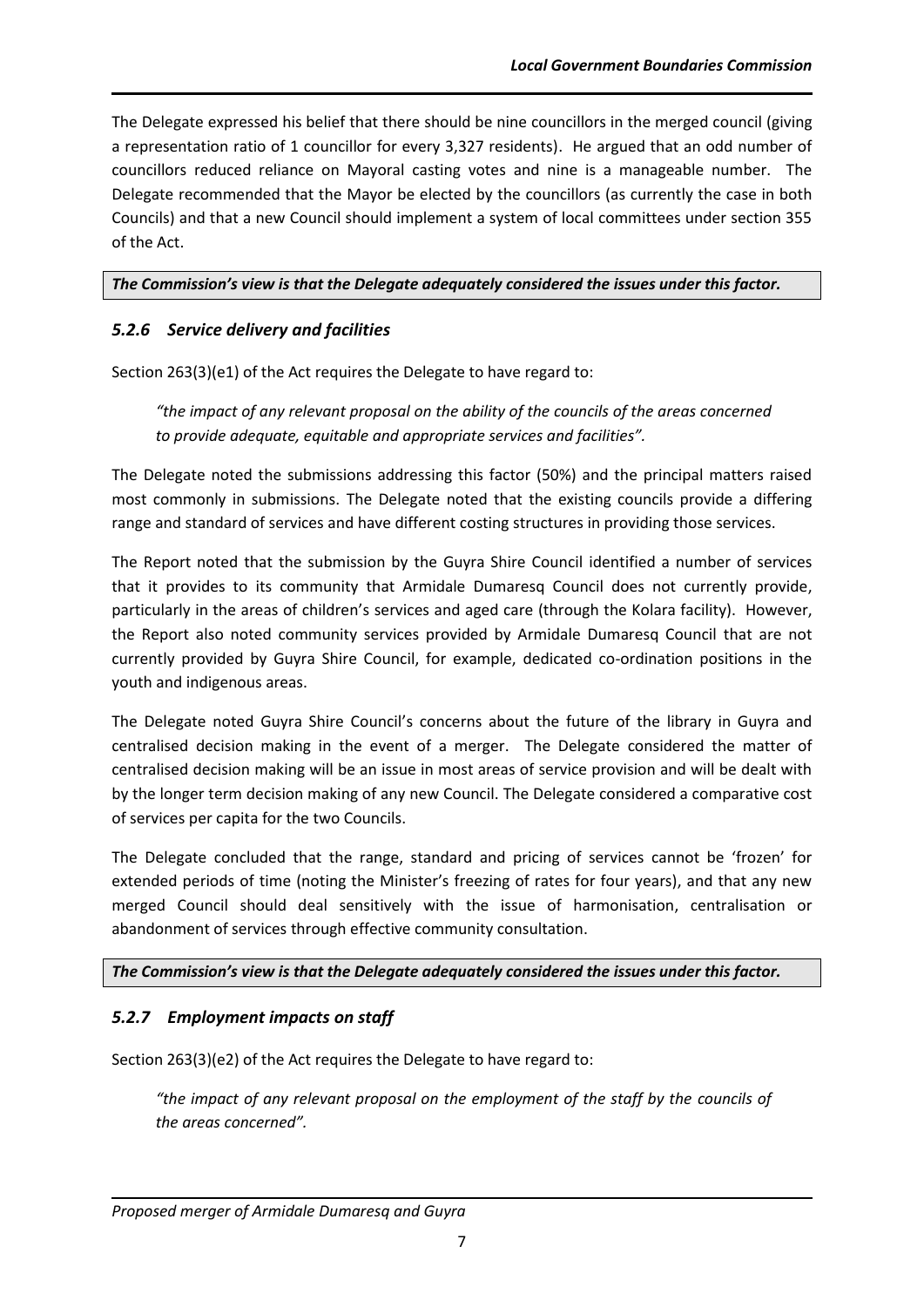The Delegate expressed his belief that there should be nine councillors in the merged council (giving a representation ratio of 1 councillor for every 3,327 residents). He argued that an odd number of councillors reduced reliance on Mayoral casting votes and nine is a manageable number. The Delegate recommended that the Mayor be elected by the councillors (as currently the case in both Councils) and that a new Council should implement a system of local committees under section 355 of the Act.

***The Commission's view is that the Delegate adequately considered the issues under this factor.***

### *5.2.6 Service delivery and facilities*

Section 263(3)(e1) of the Act requires the Delegate to have regard to:

> *"the impact of any relevant proposal on the ability of the councils of the areas concerned to provide adequate, equitable and appropriate services and facilities".*

The Delegate noted the submissions addressing this factor (50%) and the principal matters raised most commonly in submissions. The Delegate noted that the existing councils provide a differing range and standard of services and have different costing structures in providing those services.

The Report noted that the submission by the Guyra Shire Council identified a number of services that it provides to its community that Armidale Dumaresq Council does not currently provide, particularly in the areas of children's services and aged care (through the Kolara facility). However, the Report also noted community services provided by Armidale Dumaresq Council that are not currently provided by Guyra Shire Council, for example, dedicated co-ordination positions in the youth and indigenous areas.

The Delegate noted Guyra Shire Council's concerns about the future of the library in Guyra and centralised decision making in the event of a merger. The Delegate considered the matter of centralised decision making will be an issue in most areas of service provision and will be dealt with by the longer term decision making of any new Council. The Delegate considered a comparative cost of services per capita for the two Councils.

The Delegate concluded that the range, standard and pricing of services cannot be 'frozen' for extended periods of time (noting the Minister's freezing of rates for four years), and that any new merged Council should deal sensitively with the issue of harmonisation, centralisation or abandonment of services through effective community consultation.

***The Commission's view is that the Delegate adequately considered the issues under this factor.***

### *5.2.7 Employment impacts on staff*

Section 263(3)(e2) of the Act requires the Delegate to have regard to:

> *"the impact of any relevant proposal on the employment of the staff by the councils of the areas concerned".*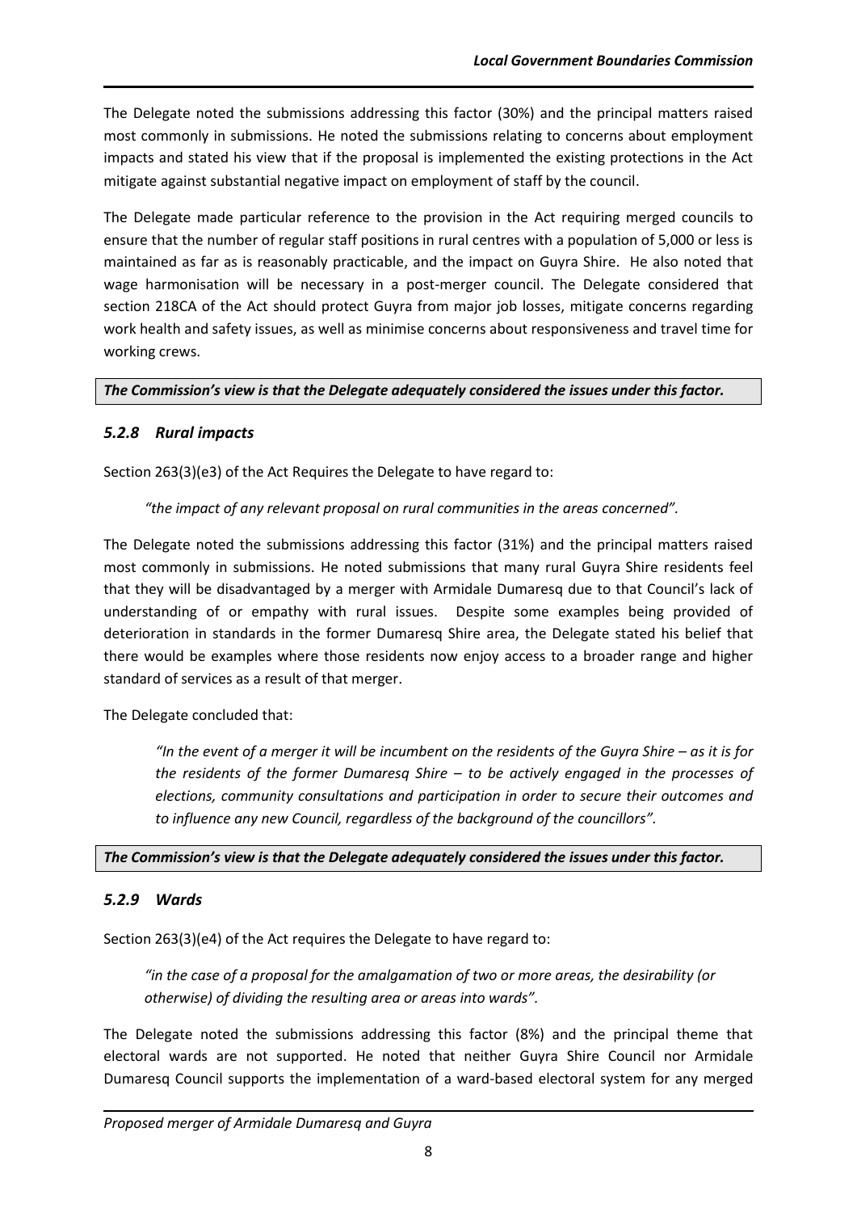The Delegate noted the submissions addressing this factor (30%) and the principal matters raised most commonly in submissions. He noted the submissions relating to concerns about employment impacts and stated his view that if the proposal is implemented the existing protections in the Act mitigate against substantial negative impact on employment of staff by the council.

The Delegate made particular reference to the provision in the Act requiring merged councils to ensure that the number of regular staff positions in rural centres with a population of 5,000 or less is maintained as far as is reasonably practicable, and the impact on Guyra Shire. He also noted that wage harmonisation will be necessary in a post-merger council. The Delegate considered that section 218CA of the Act should protect Guyra from major job losses, mitigate concerns regarding work health and safety issues, as well as minimise concerns about responsiveness and travel time for working crews.

***The Commission's view is that the Delegate adequately considered the issues under this factor.***

### *5.2.8 Rural impacts*

Section 263(3)(e3) of the Act Requires the Delegate to have regard to:

> *"the impact of any relevant proposal on rural communities in the areas concerned".*

The Delegate noted the submissions addressing this factor (31%) and the principal matters raised most commonly in submissions. He noted submissions that many rural Guyra Shire residents feel that they will be disadvantaged by a merger with Armidale Dumaresq due to that Council's lack of understanding of or empathy with rural issues. Despite some examples being provided of deterioration in standards in the former Dumaresq Shire area, the Delegate stated his belief that there would be examples where those residents now enjoy access to a broader range and higher standard of services as a result of that merger.

The Delegate concluded that:

> *"In the event of a merger it will be incumbent on the residents of the Guyra Shire – as it is for the residents of the former Dumaresq Shire – to be actively engaged in the processes of elections, community consultations and participation in order to secure their outcomes and to influence any new Council, regardless of the background of the councillors".*

***The Commission's view is that the Delegate adequately considered the issues under this factor.***

### *5.2.9 Wards*

Section 263(3)(e4) of the Act requires the Delegate to have regard to:

> *"in the case of a proposal for the amalgamation of two or more areas, the desirability (or otherwise) of dividing the resulting area or areas into wards".*

The Delegate noted the submissions addressing this factor (8%) and the principal theme that electoral wards are not supported. He noted that neither Guyra Shire Council nor Armidale Dumaresq Council supports the implementation of a ward-based electoral system for any merged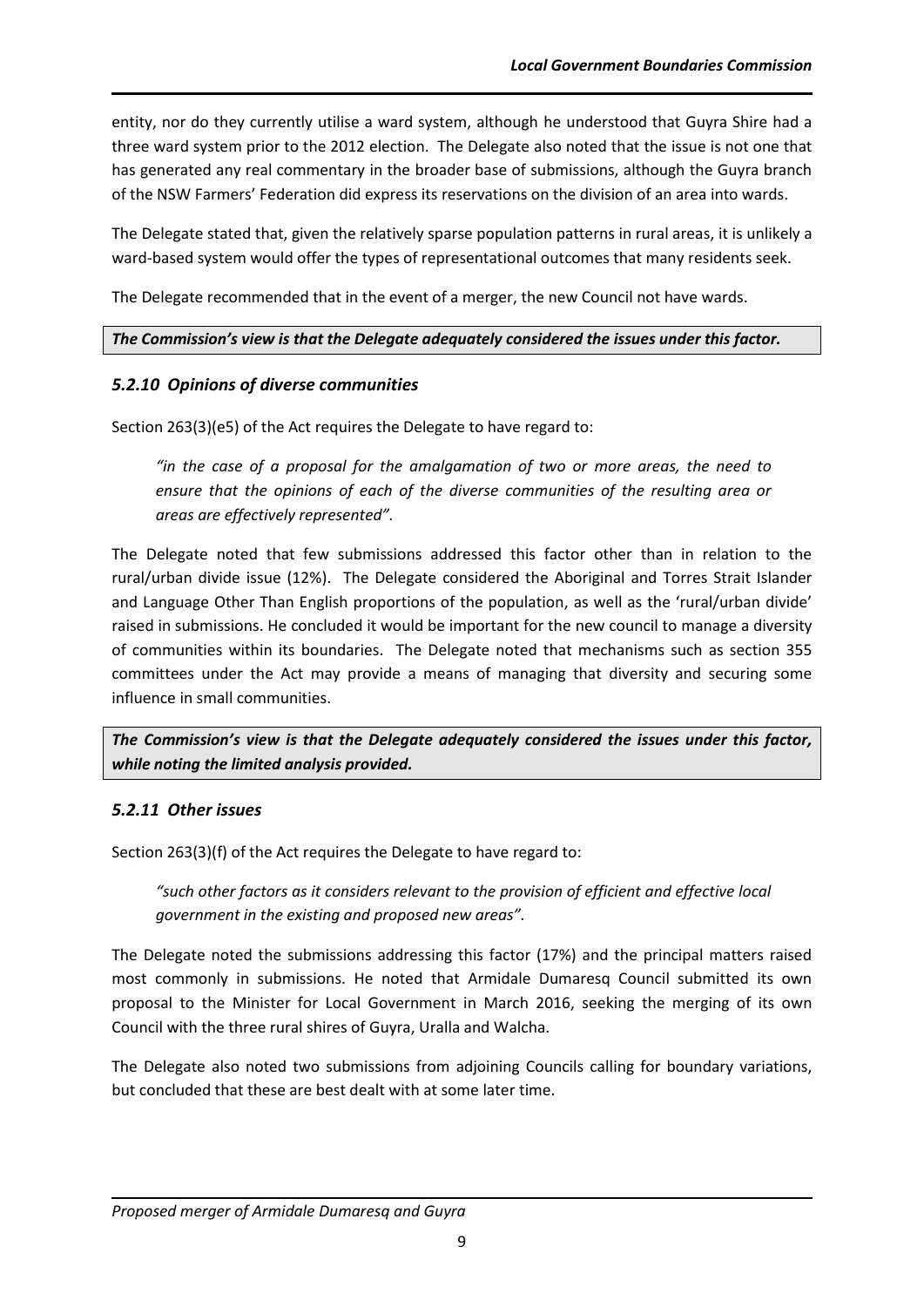entity, nor do they currently utilise a ward system, although he understood that Guyra Shire had a three ward system prior to the 2012 election. The Delegate also noted that the issue is not one that has generated any real commentary in the broader base of submissions, although the Guyra branch of the NSW Farmers' Federation did express its reservations on the division of an area into wards.

The Delegate stated that, given the relatively sparse population patterns in rural areas, it is unlikely a ward-based system would offer the types of representational outcomes that many residents seek.

The Delegate recommended that in the event of a merger, the new Council not have wards.

***The Commission's view is that the Delegate adequately considered the issues under this factor.***

### *5.2.10 Opinions of diverse communities*

Section 263(3)(e5) of the Act requires the Delegate to have regard to:

> *"in the case of a proposal for the amalgamation of two or more areas, the need to ensure that the opinions of each of the diverse communities of the resulting area or areas are effectively represented".*

The Delegate noted that few submissions addressed this factor other than in relation to the rural/urban divide issue (12%). The Delegate considered the Aboriginal and Torres Strait Islander and Language Other Than English proportions of the population, as well as the 'rural/urban divide' raised in submissions. He concluded it would be important for the new council to manage a diversity of communities within its boundaries. The Delegate noted that mechanisms such as section 355 committees under the Act may provide a means of managing that diversity and securing some influence in small communities.

***The Commission's view is that the Delegate adequately considered the issues under this factor, while noting the limited analysis provided.***

### *5.2.11 Other issues*

Section 263(3)(f) of the Act requires the Delegate to have regard to:

> *"such other factors as it considers relevant to the provision of efficient and effective local government in the existing and proposed new areas".*

The Delegate noted the submissions addressing this factor (17%) and the principal matters raised most commonly in submissions. He noted that Armidale Dumaresq Council submitted its own proposal to the Minister for Local Government in March 2016, seeking the merging of its own Council with the three rural shires of Guyra, Uralla and Walcha.

The Delegate also noted two submissions from adjoining Councils calling for boundary variations, but concluded that these are best dealt with at some later time.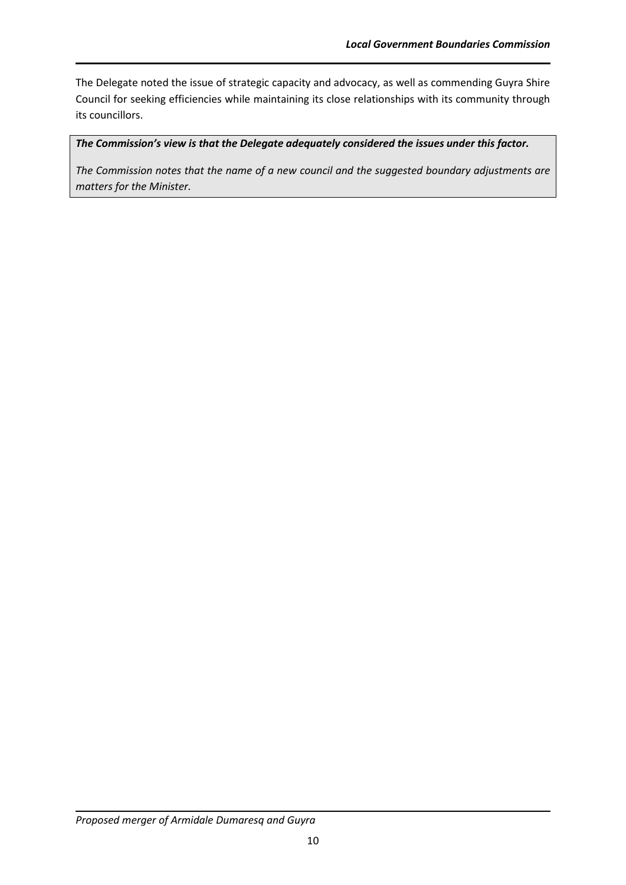The Delegate noted the issue of strategic capacity and advocacy, as well as commending Guyra Shire Council for seeking efficiencies while maintaining its close relationships with its community through its councillors.

***The Commission's view is that the Delegate adequately considered the issues under this factor.***

*The Commission notes that the name of a new council and the suggested boundary adjustments are matters for the Minister.*